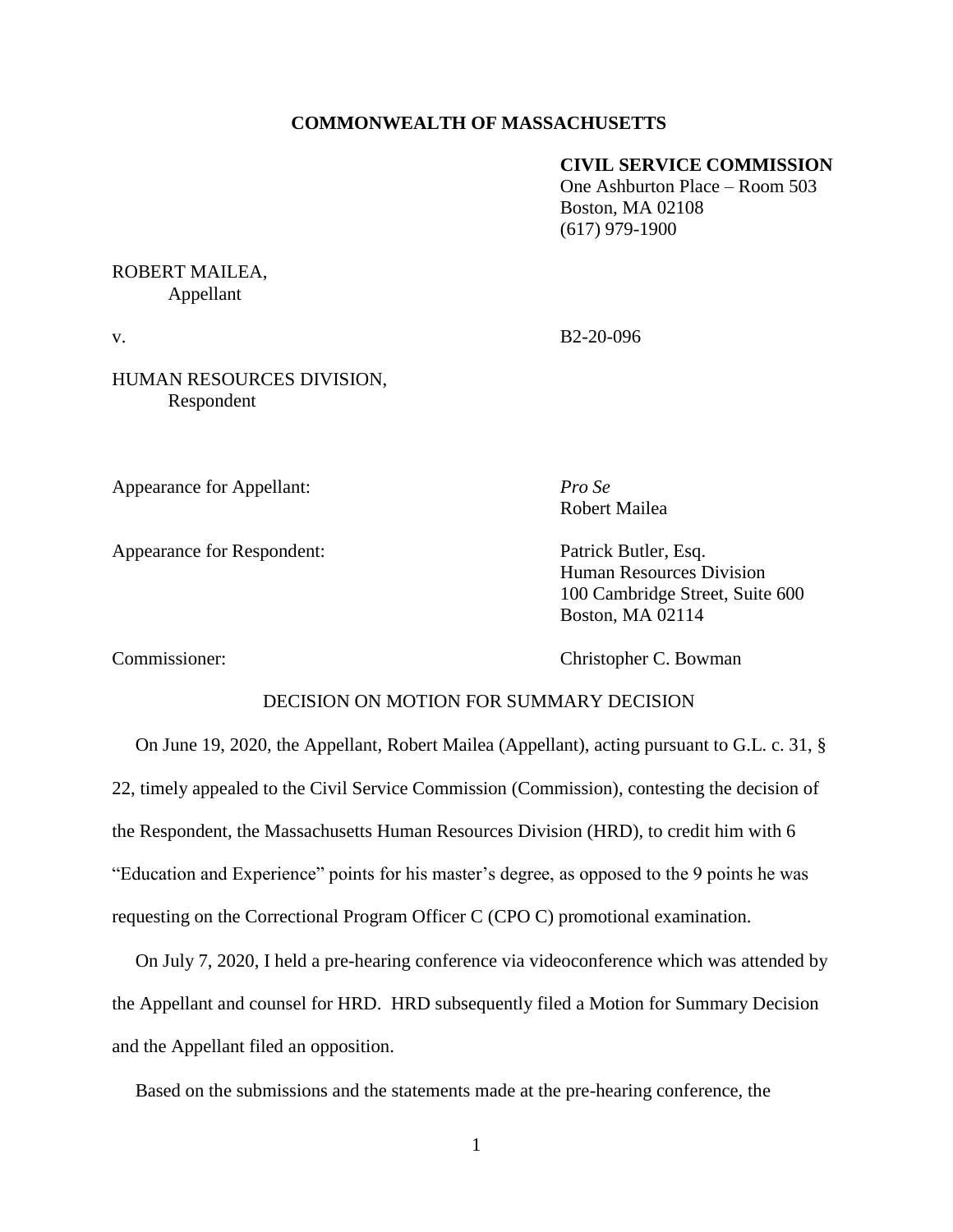**COMMONWEALTH OF MASSACHUSETTS**

**CIVIL SERVICE COMMISSION**
One Ashburton Place – Room 503
Boston, MA 02108
(617) 979-1900

ROBERT MAILEA,
Appellant

v. B2-20-096

HUMAN RESOURCES DIVISION,
Respondent

Appearance for Appellant: *Pro Se*
Robert Mailea

Appearance for Respondent: Patrick Butler, Esq.
Human Resources Division
100 Cambridge Street, Suite 600
Boston, MA 02114

Commissioner: Christopher C. Bowman

DECISION ON MOTION FOR SUMMARY DECISION

On June 19, 2020, the Appellant, Robert Mailea (Appellant), acting pursuant to G.L. c. 31, § 22, timely appealed to the Civil Service Commission (Commission), contesting the decision of the Respondent, the Massachusetts Human Resources Division (HRD), to credit him with 6 "Education and Experience" points for his master's degree, as opposed to the 9 points he was requesting on the Correctional Program Officer C (CPO C) promotional examination.

On July 7, 2020, I held a pre-hearing conference via videoconference which was attended by the Appellant and counsel for HRD. HRD subsequently filed a Motion for Summary Decision and the Appellant filed an opposition.

Based on the submissions and the statements made at the pre-hearing conference, the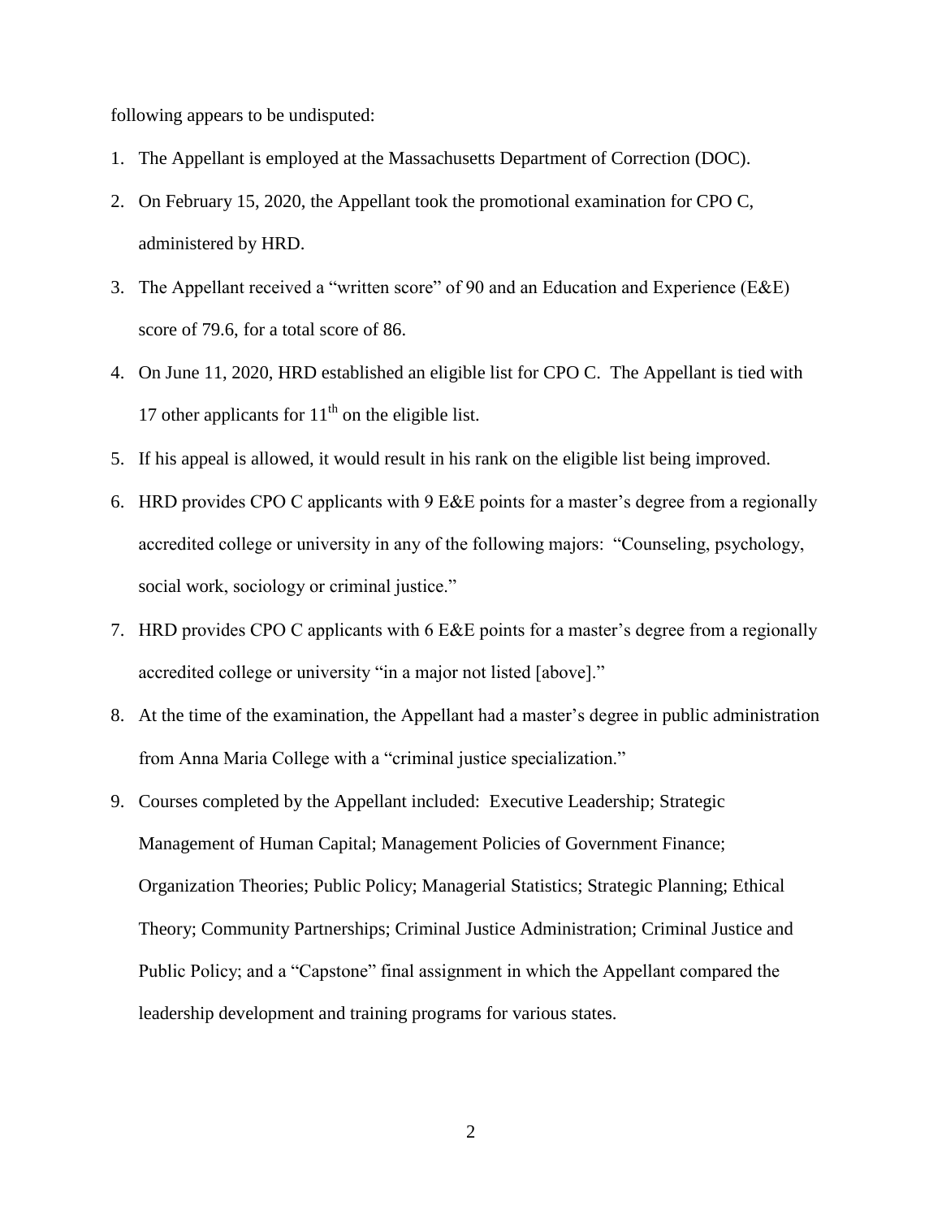following appears to be undisputed:

1. The Appellant is employed at the Massachusetts Department of Correction (DOC).
2. On February 15, 2020, the Appellant took the promotional examination for CPO C, administered by HRD.
3. The Appellant received a "written score" of 90 and an Education and Experience (E&E) score of 79.6, for a total score of 86.
4. On June 11, 2020, HRD established an eligible list for CPO C. The Appellant is tied with 17 other applicants for 11th on the eligible list.
5. If his appeal is allowed, it would result in his rank on the eligible list being improved.
6. HRD provides CPO C applicants with 9 E&E points for a master's degree from a regionally accredited college or university in any of the following majors: "Counseling, psychology, social work, sociology or criminal justice."
7. HRD provides CPO C applicants with 6 E&E points for a master's degree from a regionally accredited college or university "in a major not listed [above]."
8. At the time of the examination, the Appellant had a master's degree in public administration from Anna Maria College with a "criminal justice specialization."
9. Courses completed by the Appellant included: Executive Leadership; Strategic Management of Human Capital; Management Policies of Government Finance; Organization Theories; Public Policy; Managerial Statistics; Strategic Planning; Ethical Theory; Community Partnerships; Criminal Justice Administration; Criminal Justice and Public Policy; and a "Capstone" final assignment in which the Appellant compared the leadership development and training programs for various states.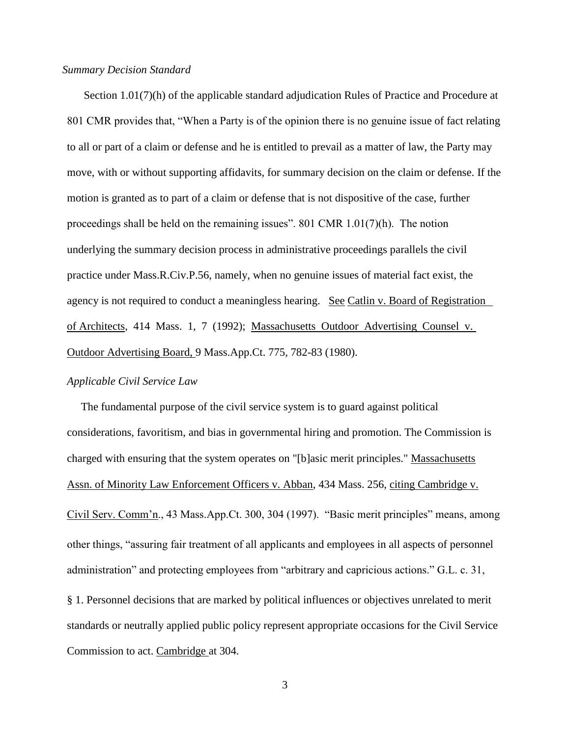*Summary Decision Standard*

Section 1.01(7)(h) of the applicable standard adjudication Rules of Practice and Procedure at 801 CMR provides that, "When a Party is of the opinion there is no genuine issue of fact relating to all or part of a claim or defense and he is entitled to prevail as a matter of law, the Party may move, with or without supporting affidavits, for summary decision on the claim or defense. If the motion is granted as to part of a claim or defense that is not dispositive of the case, further proceedings shall be held on the remaining issues". 801 CMR 1.01(7)(h). The notion underlying the summary decision process in administrative proceedings parallels the civil practice under Mass.R.Civ.P.56, namely, when no genuine issues of material fact exist, the agency is not required to conduct a meaningless hearing. See Catlin v. Board of Registration of Architects, 414 Mass. 1, 7 (1992); Massachusetts Outdoor Advertising Counsel v. Outdoor Advertising Board, 9 Mass.App.Ct. 775, 782-83 (1980).

*Applicable Civil Service Law*

The fundamental purpose of the civil service system is to guard against political considerations, favoritism, and bias in governmental hiring and promotion. The Commission is charged with ensuring that the system operates on "[b]asic merit principles." Massachusetts Assn. of Minority Law Enforcement Officers v. Abban, 434 Mass. 256, citing Cambridge v. Civil Serv. Comm'n., 43 Mass.App.Ct. 300, 304 (1997). "Basic merit principles" means, among other things, "assuring fair treatment of all applicants and employees in all aspects of personnel administration" and protecting employees from "arbitrary and capricious actions." G.L. c. 31, § 1. Personnel decisions that are marked by political influences or objectives unrelated to merit standards or neutrally applied public policy represent appropriate occasions for the Civil Service Commission to act. Cambridge at 304.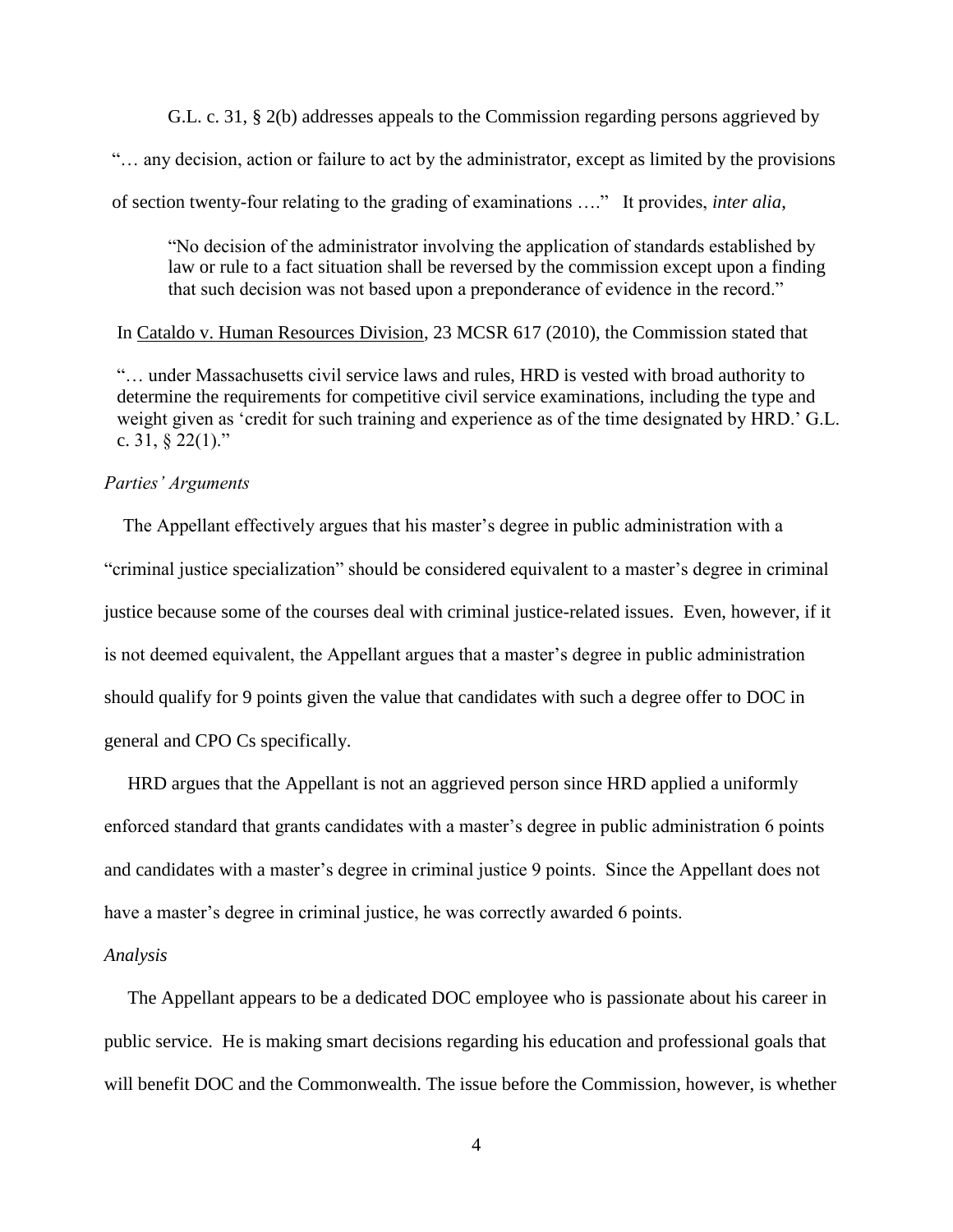G.L. c. 31, § 2(b) addresses appeals to the Commission regarding persons aggrieved by "… any decision, action or failure to act by the administrator, except as limited by the provisions of section twenty-four relating to the grading of examinations …." It provides, *inter alia*,

> "No decision of the administrator involving the application of standards established by law or rule to a fact situation shall be reversed by the commission except upon a finding that such decision was not based upon a preponderance of evidence in the record."

In Cataldo v. Human Resources Division, 23 MCSR 617 (2010), the Commission stated that

> "… under Massachusetts civil service laws and rules, HRD is vested with broad authority to determine the requirements for competitive civil service examinations, including the type and weight given as 'credit for such training and experience as of the time designated by HRD.' G.L. c. 31, § 22(1)."

*Parties' Arguments*

The Appellant effectively argues that his master's degree in public administration with a "criminal justice specialization" should be considered equivalent to a master's degree in criminal justice because some of the courses deal with criminal justice-related issues. Even, however, if it is not deemed equivalent, the Appellant argues that a master's degree in public administration should qualify for 9 points given the value that candidates with such a degree offer to DOC in general and CPO Cs specifically.

HRD argues that the Appellant is not an aggrieved person since HRD applied a uniformly enforced standard that grants candidates with a master's degree in public administration 6 points and candidates with a master's degree in criminal justice 9 points. Since the Appellant does not have a master's degree in criminal justice, he was correctly awarded 6 points.

*Analysis*

The Appellant appears to be a dedicated DOC employee who is passionate about his career in public service. He is making smart decisions regarding his education and professional goals that will benefit DOC and the Commonwealth. The issue before the Commission, however, is whether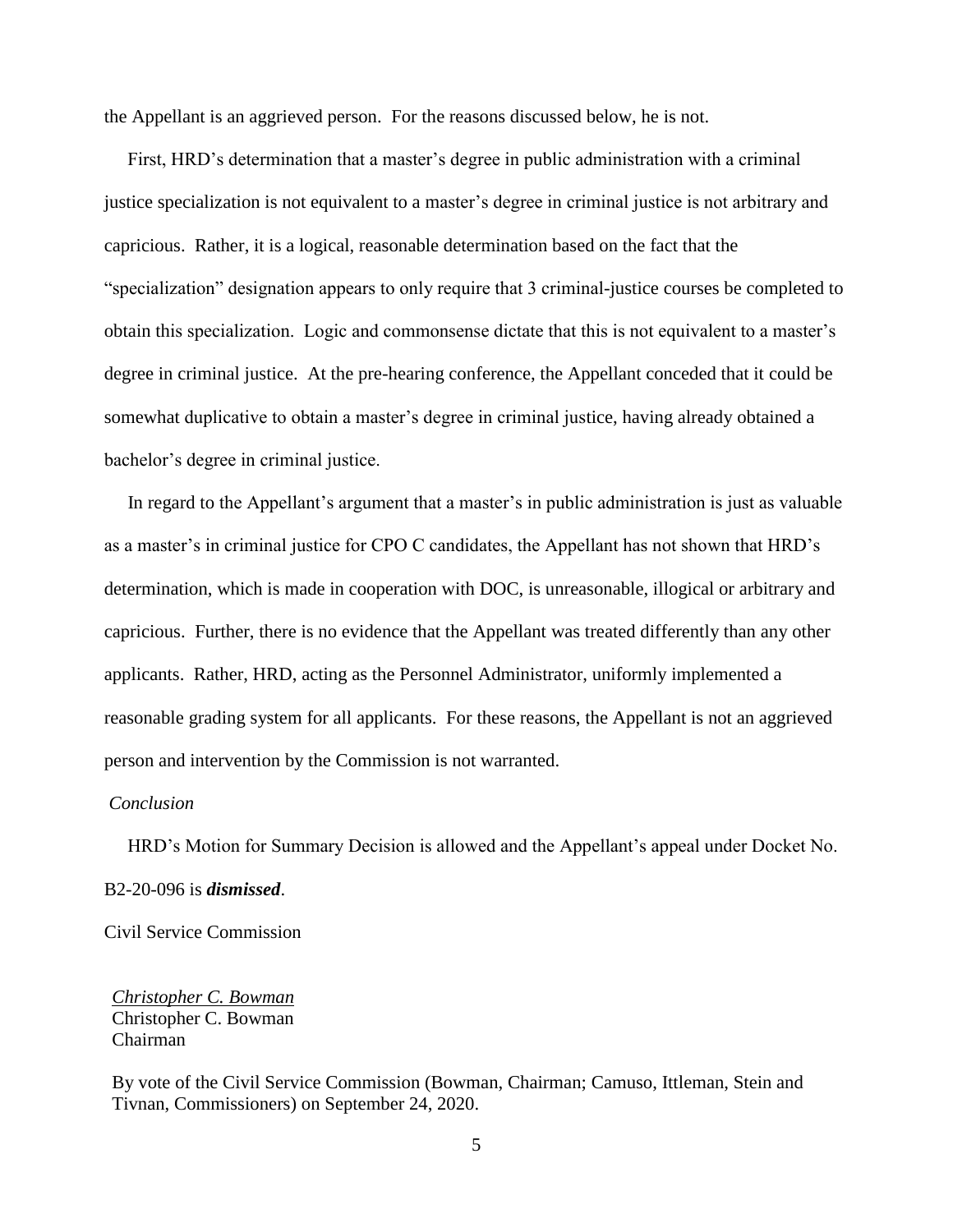the Appellant is an aggrieved person. For the reasons discussed below, he is not.

First, HRD's determination that a master's degree in public administration with a criminal justice specialization is not equivalent to a master's degree in criminal justice is not arbitrary and capricious. Rather, it is a logical, reasonable determination based on the fact that the "specialization" designation appears to only require that 3 criminal-justice courses be completed to obtain this specialization. Logic and commonsense dictate that this is not equivalent to a master's degree in criminal justice. At the pre-hearing conference, the Appellant conceded that it could be somewhat duplicative to obtain a master's degree in criminal justice, having already obtained a bachelor's degree in criminal justice.

In regard to the Appellant's argument that a master's in public administration is just as valuable as a master's in criminal justice for CPO C candidates, the Appellant has not shown that HRD's determination, which is made in cooperation with DOC, is unreasonable, illogical or arbitrary and capricious. Further, there is no evidence that the Appellant was treated differently than any other applicants. Rather, HRD, acting as the Personnel Administrator, uniformly implemented a reasonable grading system for all applicants. For these reasons, the Appellant is not an aggrieved person and intervention by the Commission is not warranted.

*Conclusion*

HRD's Motion for Summary Decision is allowed and the Appellant's appeal under Docket No. B2-20-096 is ***dismissed***.

Civil Service Commission

*Christopher C. Bowman*
Christopher C. Bowman
Chairman

By vote of the Civil Service Commission (Bowman, Chairman; Camuso, Ittleman, Stein and Tivnan, Commissioners) on September 24, 2020.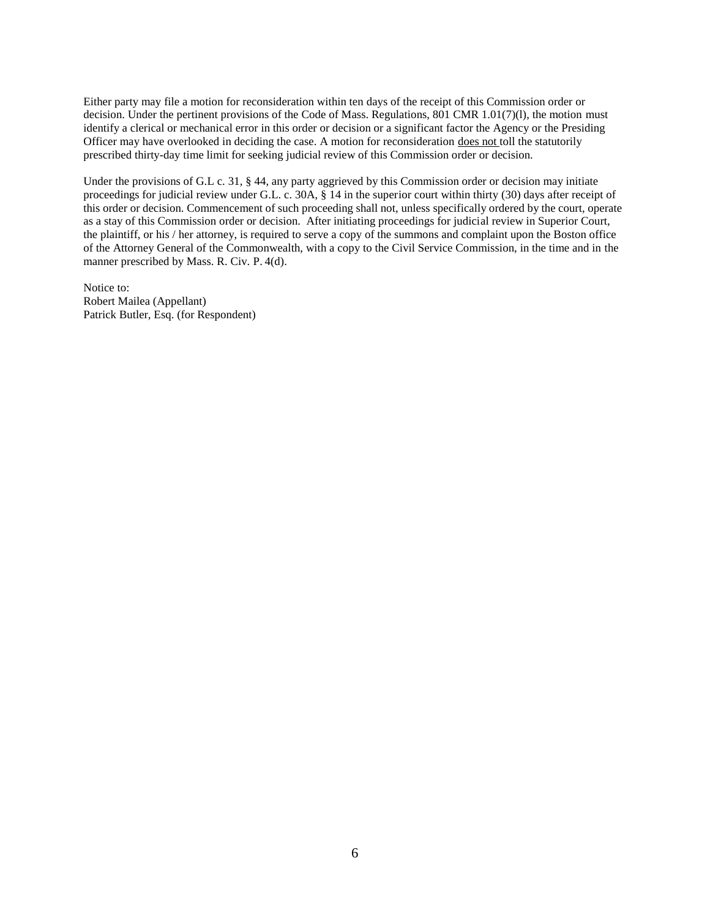Either party may file a motion for reconsideration within ten days of the receipt of this Commission order or decision. Under the pertinent provisions of the Code of Mass. Regulations, 801 CMR 1.01(7)(l), the motion must identify a clerical or mechanical error in this order or decision or a significant factor the Agency or the Presiding Officer may have overlooked in deciding the case. A motion for reconsideration does not toll the statutorily prescribed thirty-day time limit for seeking judicial review of this Commission order or decision.

Under the provisions of G.L c. 31, § 44, any party aggrieved by this Commission order or decision may initiate proceedings for judicial review under G.L. c. 30A, § 14 in the superior court within thirty (30) days after receipt of this order or decision. Commencement of such proceeding shall not, unless specifically ordered by the court, operate as a stay of this Commission order or decision. After initiating proceedings for judicial review in Superior Court, the plaintiff, or his / her attorney, is required to serve a copy of the summons and complaint upon the Boston office of the Attorney General of the Commonwealth, with a copy to the Civil Service Commission, in the time and in the manner prescribed by Mass. R. Civ. P. 4(d).

Notice to:
Robert Mailea (Appellant)
Patrick Butler, Esq. (for Respondent)